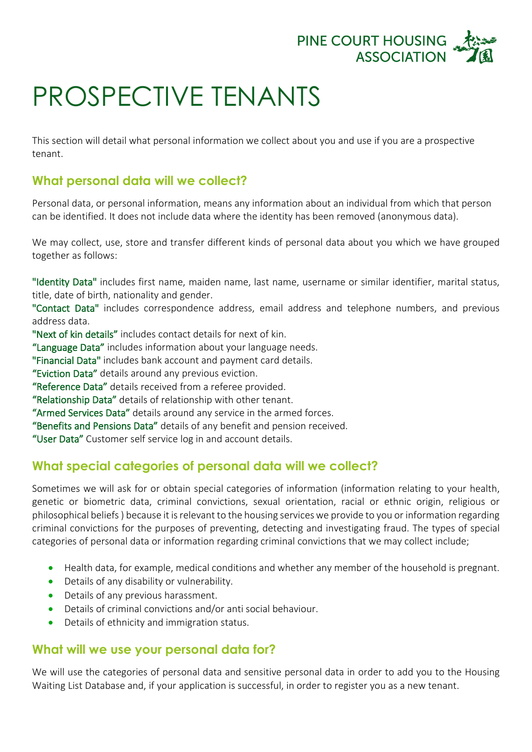PINE COURT HOUSING ASSOCIATION

# PROSPECTIVE TENANTS

This section will detail what personal information we collect about you and use if you are a prospective tenant.

## What personal data will we collect?

Personal data, or personal information, means any information about an individual from which that person can be identified. It does not include data where the identity has been removed (anonymous data).

We may collect, use, store and transfer different kinds of personal data about you which we have grouped together as follows:

"Identity Data" includes first name, maiden name, last name, username or similar identifier, marital status, title, date of birth, nationality and gender.
"Contact Data" includes correspondence address, email address and telephone numbers, and previous address data.
"Next of kin details" includes contact details for next of kin.
"Language Data" includes information about your language needs.
"Financial Data" includes bank account and payment card details.
"Eviction Data" details around any previous eviction.
"Reference Data" details received from a referee provided.
"Relationship Data" details of relationship with other tenant.
"Armed Services Data" details around any service in the armed forces.
"Benefits and Pensions Data" details of any benefit and pension received.
"User Data" Customer self service log in and account details.

## What special categories of personal data will we collect?

Sometimes we will ask for or obtain special categories of information (information relating to your health, genetic or biometric data, criminal convictions, sexual orientation, racial or ethnic origin, religious or philosophical beliefs ) because it is relevant to the housing services we provide to you or information regarding criminal convictions for the purposes of preventing, detecting and investigating fraud. The types of special categories of personal data or information regarding criminal convictions that we may collect include;

- Health data, for example, medical conditions and whether any member of the household is pregnant.
- Details of any disability or vulnerability.
- Details of any previous harassment.
- Details of criminal convictions and/or anti social behaviour.
- Details of ethnicity and immigration status.

## What will we use your personal data for?

We will use the categories of personal data and sensitive personal data in order to add you to the Housing Waiting List Database and, if your application is successful, in order to register you as a new tenant.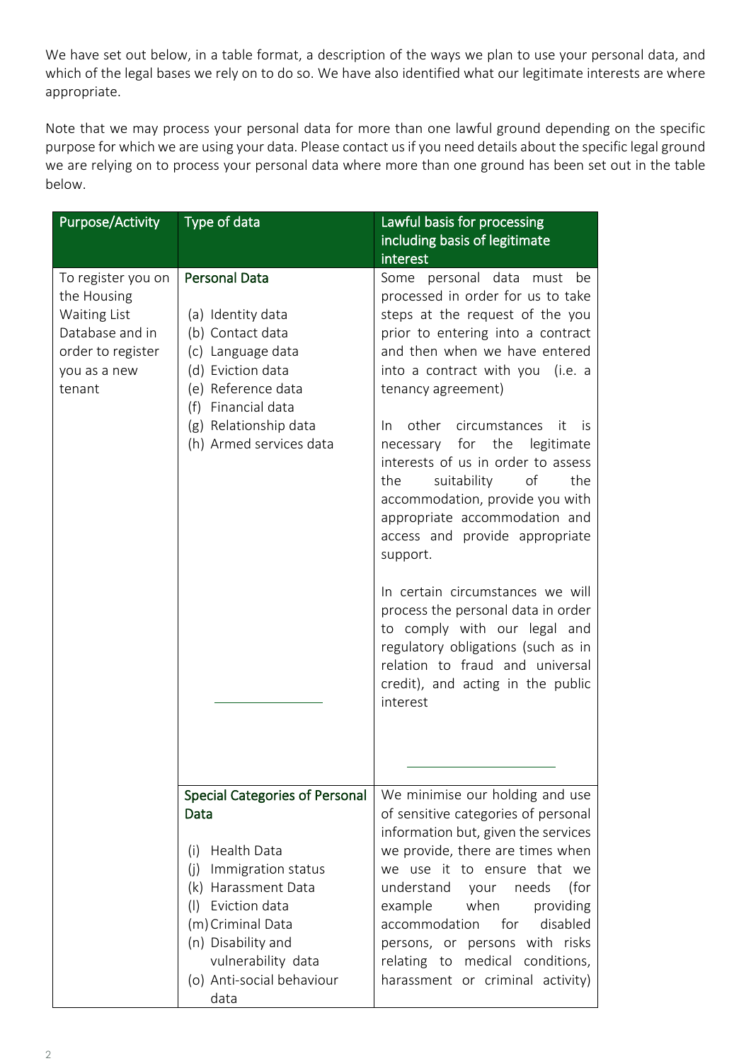We have set out below, in a table format, a description of the ways we plan to use your personal data, and which of the legal bases we rely on to do so. We have also identified what our legitimate interests are where appropriate.

Note that we may process your personal data for more than one lawful ground depending on the specific purpose for which we are using your data. Please contact us if you need details about the specific legal ground we are relying on to process your personal data where more than one ground has been set out in the table below.

| Purpose/Activity | Type of data | Lawful basis for processing including basis of legitimate interest |
|---|---|---|
| To register you on the Housing Waiting List Database and in order to register you as a new tenant | **Personal Data**<br><br>(a) Identity data<br>(b) Contact data<br>(c) Language data<br>(d) Eviction data<br>(e) Reference data<br>(f) Financial data<br>(g) Relationship data<br>(h) Armed services data | Some personal data must be processed in order for us to take steps at the request of the you prior to entering into a contract and then when we have entered into a contract with you (i.e. a tenancy agreement)<br><br>In other circumstances it is necessary for the legitimate interests of us in order to assess the suitability of the accommodation, provide you with appropriate accommodation and access and provide appropriate support.<br><br>In certain circumstances we will process the personal data in order to comply with our legal and regulatory obligations (such as in relation to fraud and universal credit), and acting in the public interest |
| | **Special Categories of Personal Data**<br><br>(i) Health Data<br>(j) Immigration status<br>(k) Harassment Data<br>(l) Eviction data<br>(m) Criminal Data<br>(n) Disability and vulnerability data<br>(o) Anti-social behaviour data | We minimise our holding and use of sensitive categories of personal information but, given the services we provide, there are times when we use it to ensure that we understand your needs (for example when providing accommodation for disabled persons, or persons with risks relating to medical conditions, harassment or criminal activity) |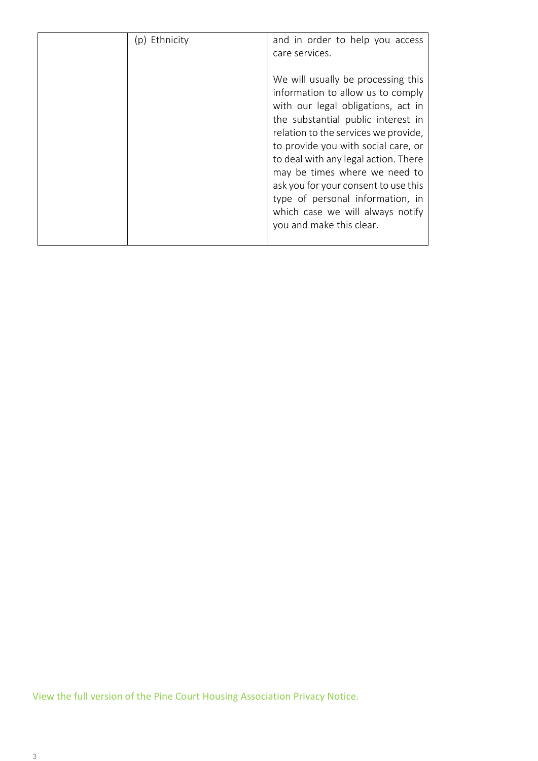| | | |
|---|---|---|
| | (p) Ethnicity | and in order to help you access care services.<br><br>We will usually be processing this information to allow us to comply with our legal obligations, act in the substantial public interest in relation to the services we provide, to provide you with social care, or to deal with any legal action. There may be times where we need to ask you for your consent to use this type of personal information, in which case we will always notify you and make this clear. |

View the full version of the Pine Court Housing Association Privacy Notice.